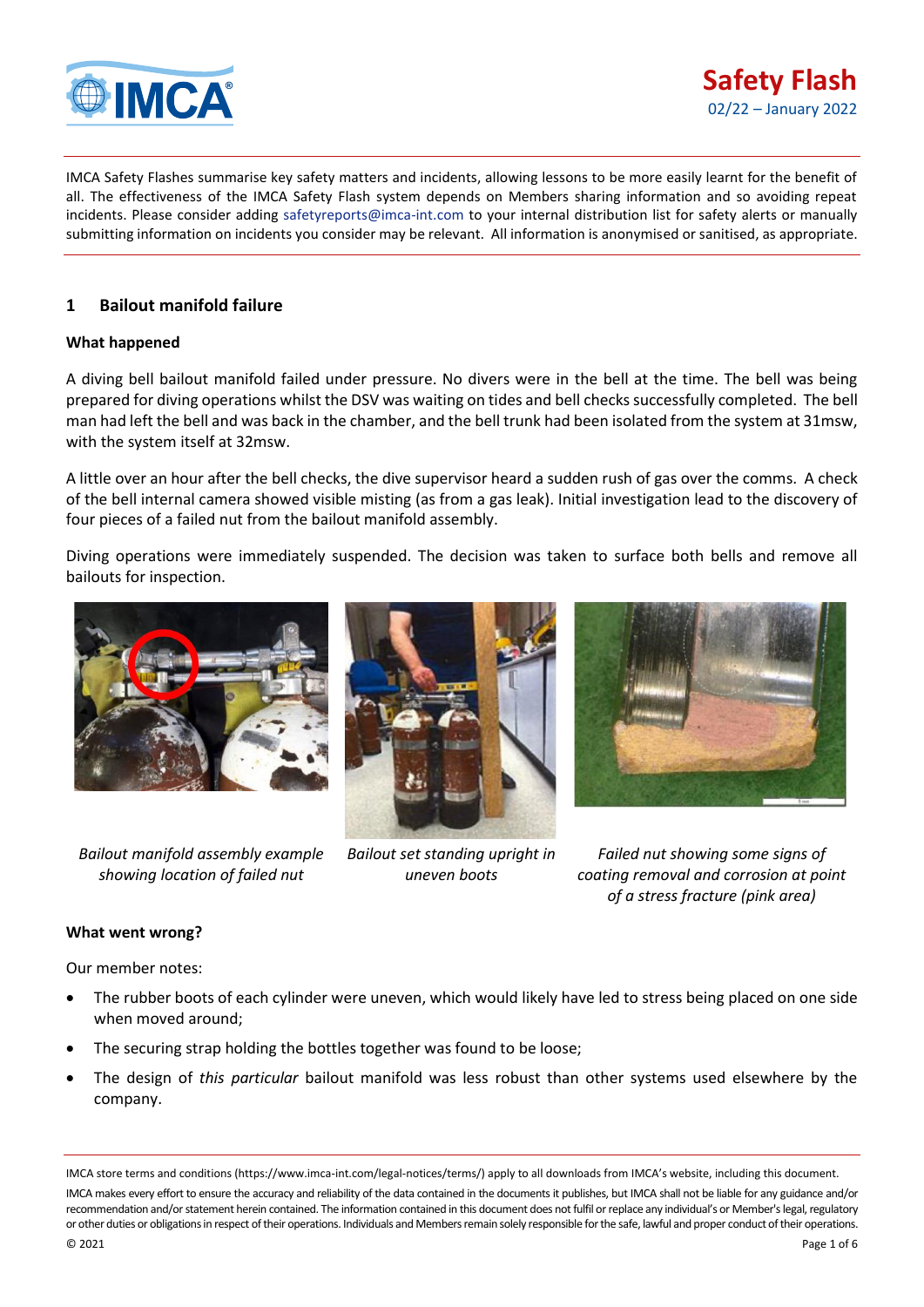# Safety Flash

02/22 – January 2022

IMCA Safety Flashes summarise key safety matters and incidents, allowing lessons to be more easily learnt for the benefit of all. The effectiveness of the IMCA Safety Flash system depends on Members sharing information and so avoiding repeat incidents. Please consider adding safetyreports@imca-int.com to your internal distribution list for safety alerts or manually submitting information on incidents you consider may be relevant. All information is anonymised or sanitised, as appropriate.

## 1 Bailout manifold failure

### What happened

A diving bell bailout manifold failed under pressure. No divers were in the bell at the time. The bell was being prepared for diving operations whilst the DSV was waiting on tides and bell checks successfully completed. The bell man had left the bell and was back in the chamber, and the bell trunk had been isolated from the system at 31msw, with the system itself at 32msw.

A little over an hour after the bell checks, the dive supervisor heard a sudden rush of gas over the comms. A check of the bell internal camera showed visible misting (as from a gas leak). Initial investigation lead to the discovery of four pieces of a failed nut from the bailout manifold assembly.

Diving operations were immediately suspended. The decision was taken to surface both bells and remove all bailouts for inspection.

*Bailout manifold assembly example showing location of failed nut*

*Bailout set standing upright in uneven boots*

*Failed nut showing some signs of coating removal and corrosion at point of a stress fracture (pink area)*

### What went wrong?

Our member notes:

- The rubber boots of each cylinder were uneven, which would likely have led to stress being placed on one side when moved around;
- The securing strap holding the bottles together was found to be loose;
- The design of *this particular* bailout manifold was less robust than other systems used elsewhere by the company.

IMCA store terms and conditions (https://www.imca-int.com/legal-notices/terms/) apply to all downloads from IMCA's website, including this document.

IMCA makes every effort to ensure the accuracy and reliability of the data contained in the documents it publishes, but IMCA shall not be liable for any guidance and/or recommendation and/or statement herein contained. The information contained in this document does not fulfil or replace any individual's or Member's legal, regulatory or other duties or obligations in respect of their operations. Individuals and Members remain solely responsible for the safe, lawful and proper conduct of their operations.

© 2021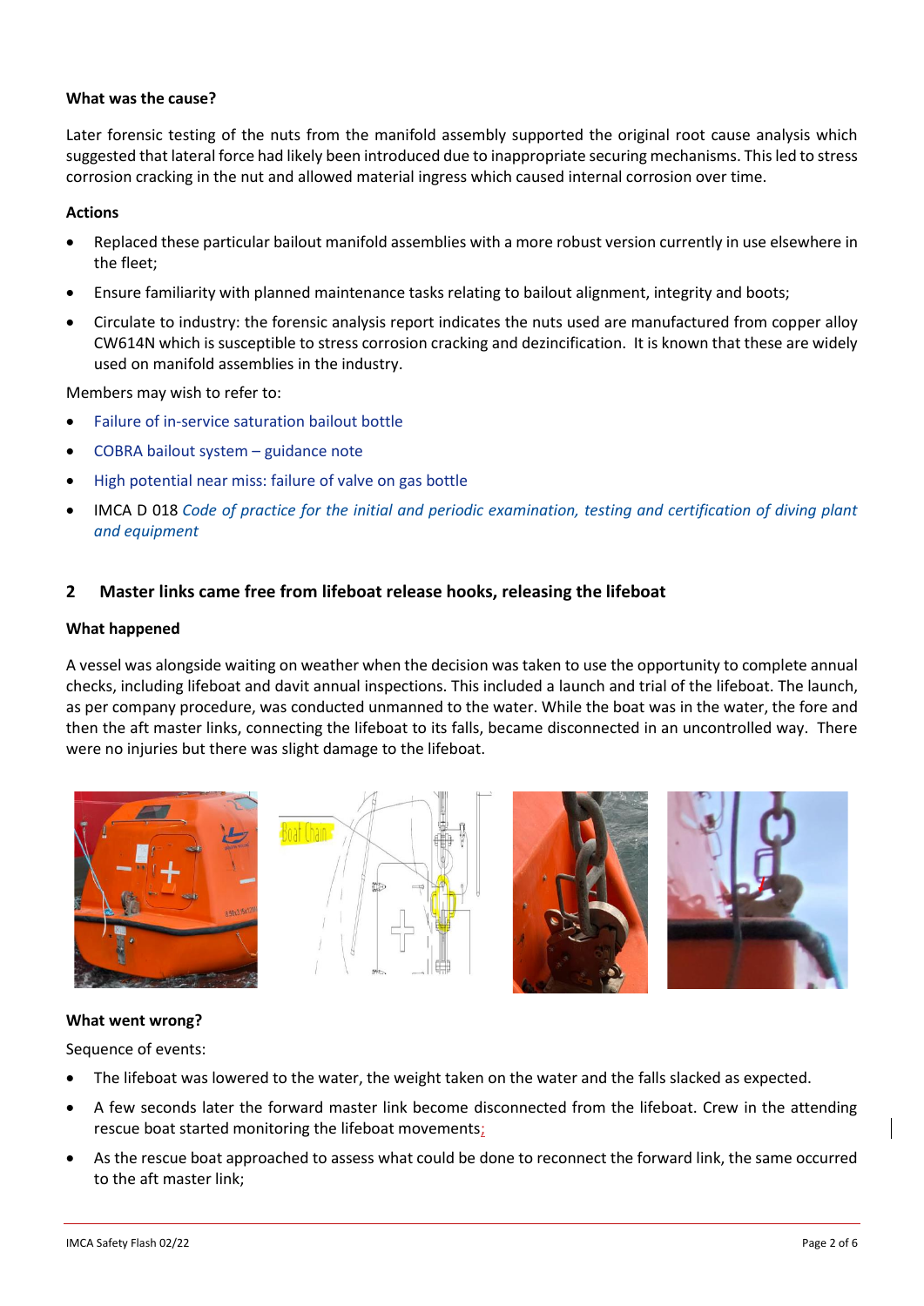**What was the cause?**

Later forensic testing of the nuts from the manifold assembly supported the original root cause analysis which suggested that lateral force had likely been introduced due to inappropriate securing mechanisms. This led to stress corrosion cracking in the nut and allowed material ingress which caused internal corrosion over time.

**Actions**

- Replaced these particular bailout manifold assemblies with a more robust version currently in use elsewhere in the fleet;
- Ensure familiarity with planned maintenance tasks relating to bailout alignment, integrity and boots;
- Circulate to industry: the forensic analysis report indicates the nuts used are manufactured from copper alloy CW614N which is susceptible to stress corrosion cracking and dezincification. It is known that these are widely used on manifold assemblies in the industry.

Members may wish to refer to:

- Failure of in-service saturation bailout bottle
- COBRA bailout system – guidance note
- High potential near miss: failure of valve on gas bottle
- IMCA D 018 *Code of practice for the initial and periodic examination, testing and certification of diving plant and equipment*

## 2 Master links came free from lifeboat release hooks, releasing the lifeboat

**What happened**

A vessel was alongside waiting on weather when the decision was taken to use the opportunity to complete annual checks, including lifeboat and davit annual inspections. This included a launch and trial of the lifeboat. The launch, as per company procedure, was conducted unmanned to the water. While the boat was in the water, the fore and then the aft master links, connecting the lifeboat to its falls, became disconnected in an uncontrolled way. There were no injuries but there was slight damage to the lifeboat.

**What went wrong?**

Sequence of events:

- The lifeboat was lowered to the water, the weight taken on the water and the falls slacked as expected.
- A few seconds later the forward master link become disconnected from the lifeboat. Crew in the attending rescue boat started monitoring the lifeboat movements;
- As the rescue boat approached to assess what could be done to reconnect the forward link, the same occurred to the aft master link;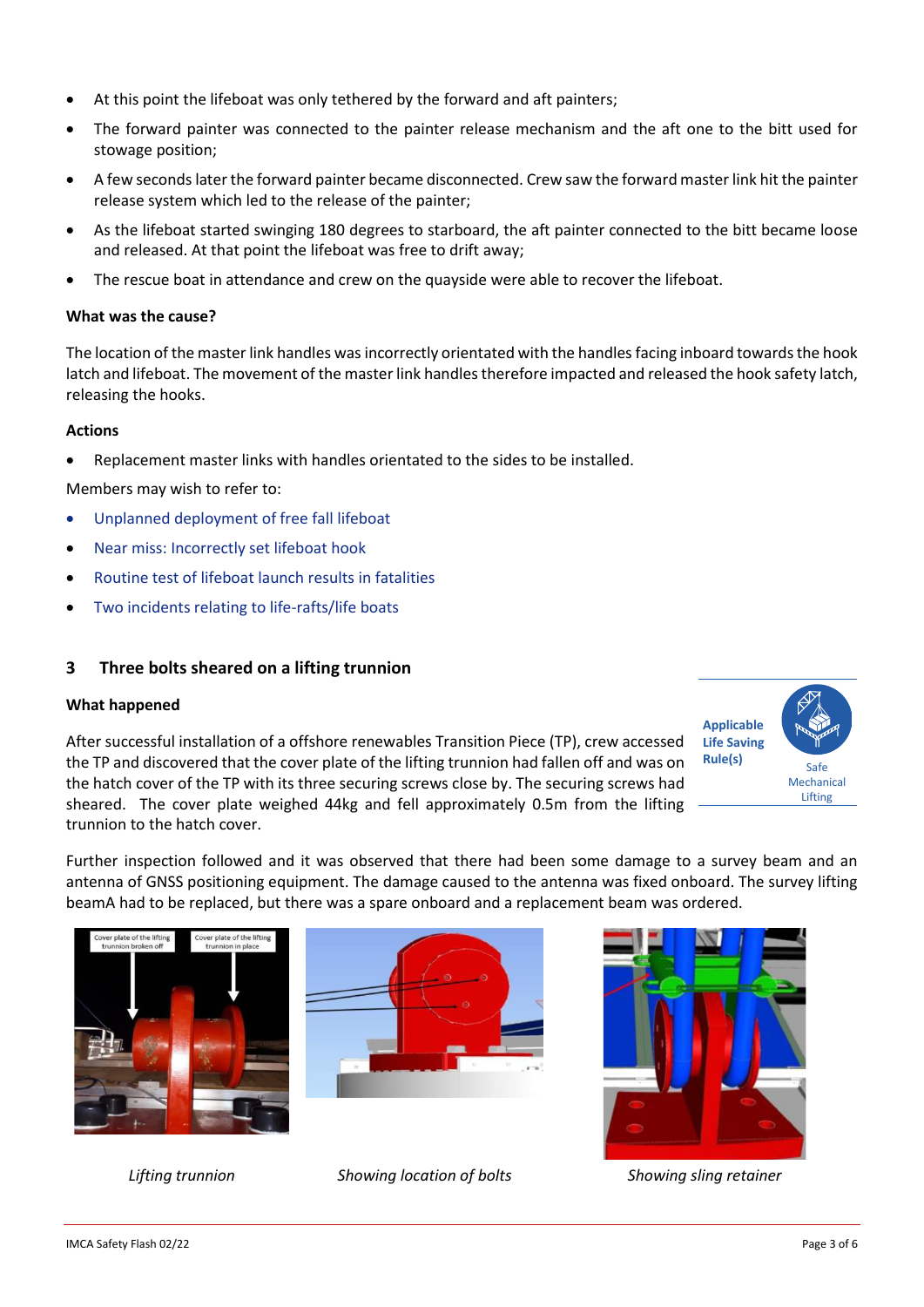- At this point the lifeboat was only tethered by the forward and aft painters;
- The forward painter was connected to the painter release mechanism and the aft one to the bitt used for stowage position;
- A few seconds later the forward painter became disconnected. Crew saw the forward master link hit the painter release system which led to the release of the painter;
- As the lifeboat started swinging 180 degrees to starboard, the aft painter connected to the bitt became loose and released. At that point the lifeboat was free to drift away;
- The rescue boat in attendance and crew on the quayside were able to recover the lifeboat.

**What was the cause?**

The location of the master link handles was incorrectly orientated with the handles facing inboard towards the hook latch and lifeboat. The movement of the master link handles therefore impacted and released the hook safety latch, releasing the hooks.

**Actions**

- Replacement master links with handles orientated to the sides to be installed.

Members may wish to refer to:

- Unplanned deployment of free fall lifeboat
- Near miss: Incorrectly set lifeboat hook
- Routine test of lifeboat launch results in fatalities
- Two incidents relating to life-rafts/life boats

## 3 Three bolts sheared on a lifting trunnion

**What happened**

Applicable Life Saving Rule(s)

Safe Mechanical Lifting

After successful installation of a offshore renewables Transition Piece (TP), crew accessed the TP and discovered that the cover plate of the lifting trunnion had fallen off and was on the hatch cover of the TP with its three securing screws close by. The securing screws had sheared. The cover plate weighed 44kg and fell approximately 0.5m from the lifting trunnion to the hatch cover.

Further inspection followed and it was observed that there had been some damage to a survey beam and an antenna of GNSS positioning equipment. The damage caused to the antenna was fixed onboard. The survey lifting beamA had to be replaced, but there was a spare onboard and a replacement beam was ordered.

Cover plate of the lifting trunnion broken off

Cover plate of the lifting trunnion in place

*Lifting trunnion*

*Showing location of bolts*

*Showing sling retainer*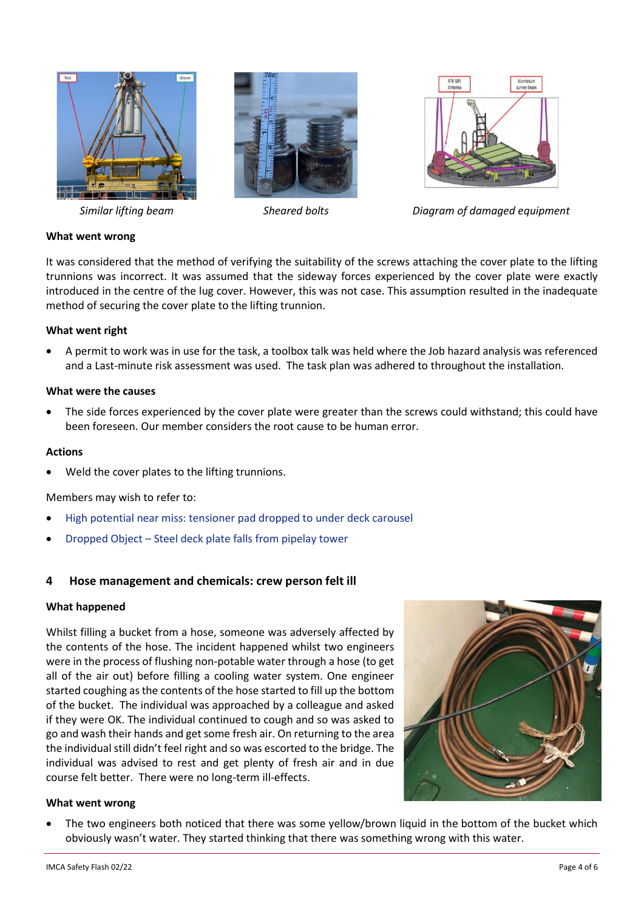*Similar lifting beam*

*Sheared bolts*

*Diagram of damaged equipment*

**What went wrong**

It was considered that the method of verifying the suitability of the screws attaching the cover plate to the lifting trunnions was incorrect. It was assumed that the sideway forces experienced by the cover plate were exactly introduced in the centre of the lug cover. However, this was not case. This assumption resulted in the inadequate method of securing the cover plate to the lifting trunnion.

**What went right**

- A permit to work was in use for the task, a toolbox talk was held where the Job hazard analysis was referenced and a Last-minute risk assessment was used. The task plan was adhered to throughout the installation.

**What were the causes**

- The side forces experienced by the cover plate were greater than the screws could withstand; this could have been foreseen. Our member considers the root cause to be human error.

**Actions**

- Weld the cover plates to the lifting trunnions.

Members may wish to refer to:

- High potential near miss: tensioner pad dropped to under deck carousel
- Dropped Object – Steel deck plate falls from pipelay tower

## 4 Hose management and chemicals: crew person felt ill

**What happened**

Whilst filling a bucket from a hose, someone was adversely affected by the contents of the hose. The incident happened whilst two engineers were in the process of flushing non-potable water through a hose (to get all of the air out) before filling a cooling water system. One engineer started coughing as the contents of the hose started to fill up the bottom of the bucket. The individual was approached by a colleague and asked if they were OK. The individual continued to cough and so was asked to go and wash their hands and get some fresh air. On returning to the area the individual still didn't feel right and so was escorted to the bridge. The individual was advised to rest and get plenty of fresh air and in due course felt better. There were no long-term ill-effects.

**What went wrong**

- The two engineers both noticed that there was some yellow/brown liquid in the bottom of the bucket which obviously wasn't water. They started thinking that there was something wrong with this water.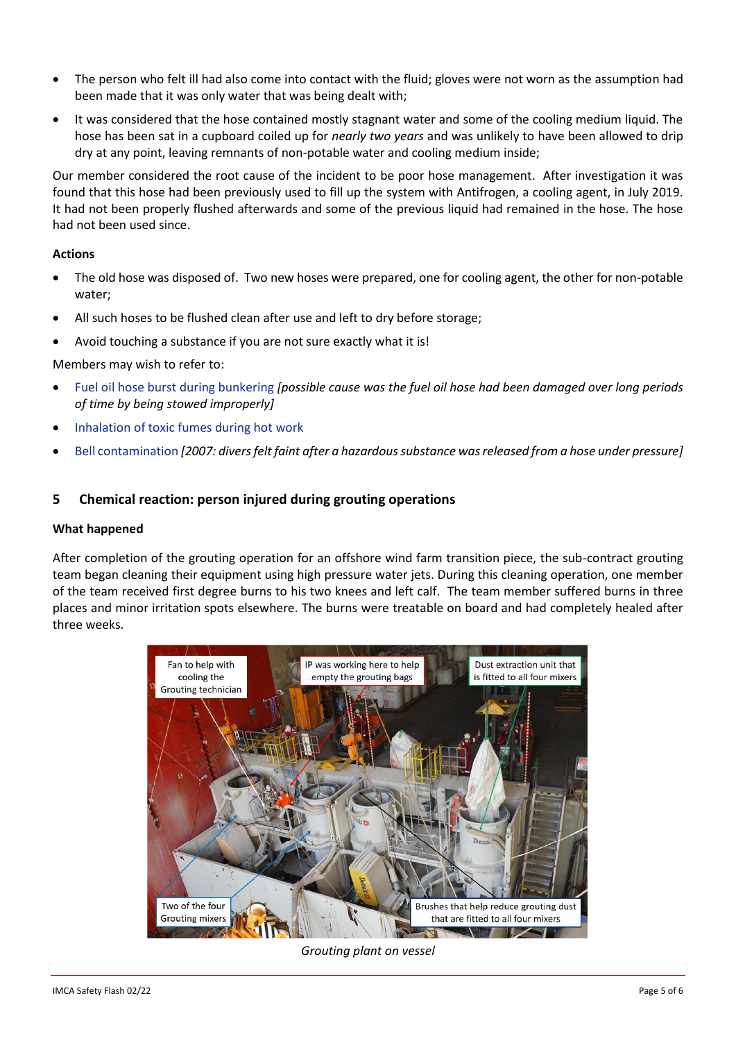- The person who felt ill had also come into contact with the fluid; gloves were not worn as the assumption had been made that it was only water that was being dealt with;
- It was considered that the hose contained mostly stagnant water and some of the cooling medium liquid. The hose has been sat in a cupboard coiled up for *nearly two years* and was unlikely to have been allowed to drip dry at any point, leaving remnants of non-potable water and cooling medium inside;

Our member considered the root cause of the incident to be poor hose management. After investigation it was found that this hose had been previously used to fill up the system with Antifrogen, a cooling agent, in July 2019. It had not been properly flushed afterwards and some of the previous liquid had remained in the hose. The hose had not been used since.

**Actions**

- The old hose was disposed of. Two new hoses were prepared, one for cooling agent, the other for non-potable water;
- All such hoses to be flushed clean after use and left to dry before storage;
- Avoid touching a substance if you are not sure exactly what it is!

Members may wish to refer to:

- Fuel oil hose burst during bunkering *[possible cause was the fuel oil hose had been damaged over long periods of time by being stowed improperly]*
- Inhalation of toxic fumes during hot work
- Bell contamination *[2007: divers felt faint after a hazardous substance was released from a hose under pressure]*

## 5 Chemical reaction: person injured during grouting operations

**What happened**

After completion of the grouting operation for an offshore wind farm transition piece, the sub-contract grouting team began cleaning their equipment using high pressure water jets. During this cleaning operation, one member of the team received first degree burns to his two knees and left calf. The team member suffered burns in three places and minor irritation spots elsewhere. The burns were treatable on board and had completely healed after three weeks.

Fan to help with cooling the Grouting technician

IP was working here to help empty the grouting bags

Dust extraction unit that is fitted to all four mixers

Two of the four Grouting mixers

Brushes that help reduce grouting dust that are fitted to all four mixers

*Grouting plant on vessel*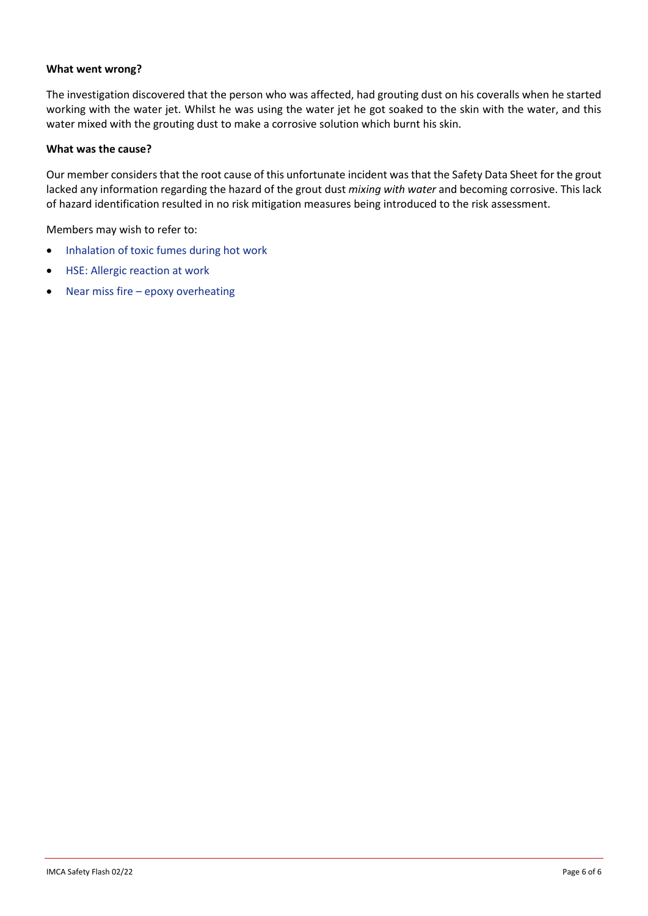**What went wrong?**

The investigation discovered that the person who was affected, had grouting dust on his coveralls when he started working with the water jet. Whilst he was using the water jet he got soaked to the skin with the water, and this water mixed with the grouting dust to make a corrosive solution which burnt his skin.

**What was the cause?**

Our member considers that the root cause of this unfortunate incident was that the Safety Data Sheet for the grout lacked any information regarding the hazard of the grout dust *mixing with water* and becoming corrosive. This lack of hazard identification resulted in no risk mitigation measures being introduced to the risk assessment.

Members may wish to refer to:

- Inhalation of toxic fumes during hot work
- HSE: Allergic reaction at work
- Near miss fire – epoxy overheating